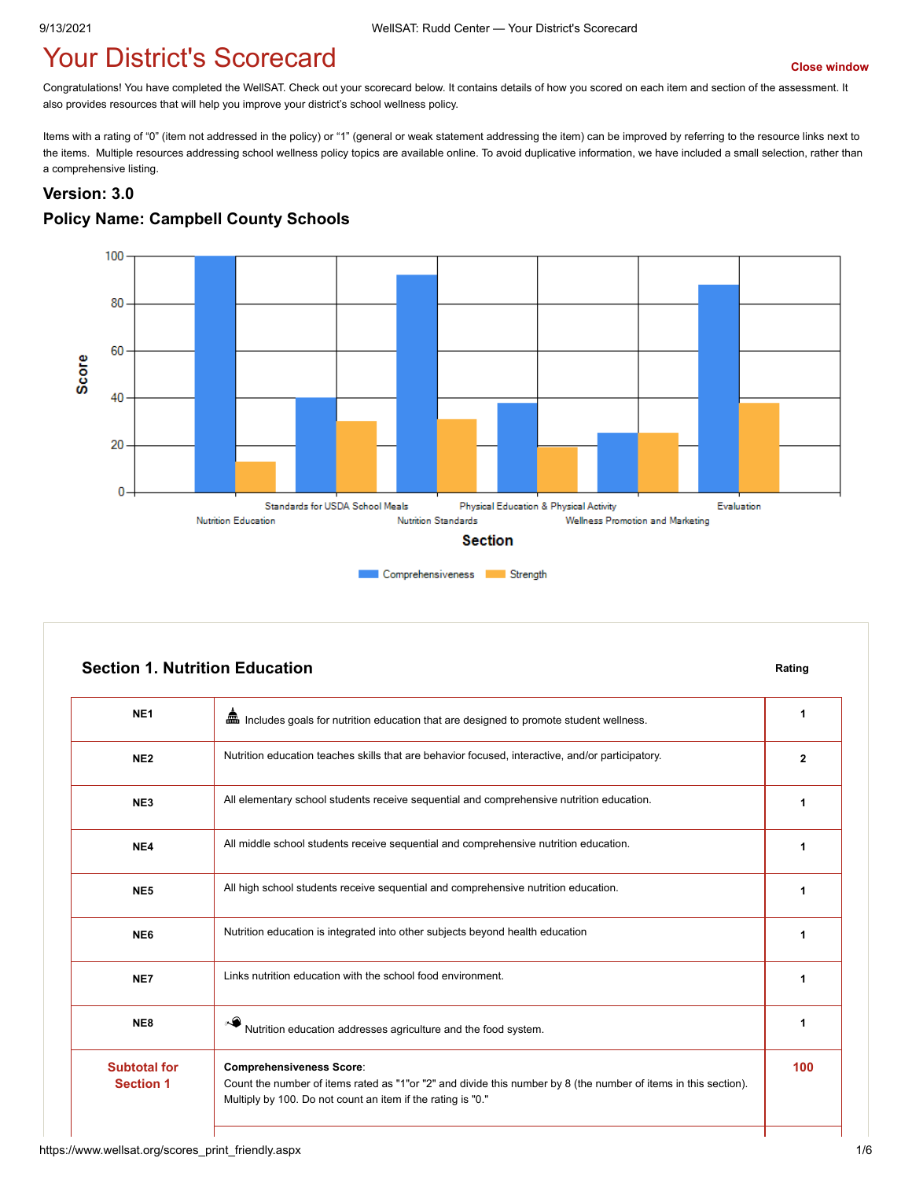# Your District's Scorecard

Close window

Congratulations! You have completed the WellSAT. Check out your scorecard below. It contains details of how you scored on each item and section of the assessment. It also provides resources that will help you improve your district's school wellness policy.

Items with a rating of "0" (item not addressed in the policy) or "1" (general or weak statement addressing the item) can be improved by referring to the resource links next to the items. Multiple resources addressing school wellness policy topics are available online. To avoid duplicative information, we have included a small selection, rather than a comprehensive listing.

### Version: 3.0

### Policy Name: Campbell County Schools

| Section | Comprehensiveness | Strength |
|---|---|---|
| Nutrition Education | 100 | 13 |
| Standards for USDA School Meals | 40 | 30 |
| Nutrition Standards | 92 | 31 |
| Physical Education & Physical Activity | 38 | 19 |
| Wellness Promotion and Marketing | 25 | 25 |
| Evaluation | 88 | 38 |

## Section 1. Nutrition Education

| | | Rating |
|---|---|---|
| NE1 | Includes goals for nutrition education that are designed to promote student wellness. | 1 |
| NE2 | Nutrition education teaches skills that are behavior focused, interactive, and/or participatory. | 2 |
| NE3 | All elementary school students receive sequential and comprehensive nutrition education. | 1 |
| NE4 | All middle school students receive sequential and comprehensive nutrition education. | 1 |
| NE5 | All high school students receive sequential and comprehensive nutrition education. | 1 |
| NE6 | Nutrition education is integrated into other subjects beyond health education | 1 |
| NE7 | Links nutrition education with the school food environment. | 1 |
| NE8 | Nutrition education addresses agriculture and the food system. | 1 |
| Subtotal for Section 1 | **Comprehensiveness Score**: Count the number of items rated as "1"or "2" and divide this number by 8 (the number of items in this section). Multiply by 100. Do not count an item if the rating is "0." | 100 |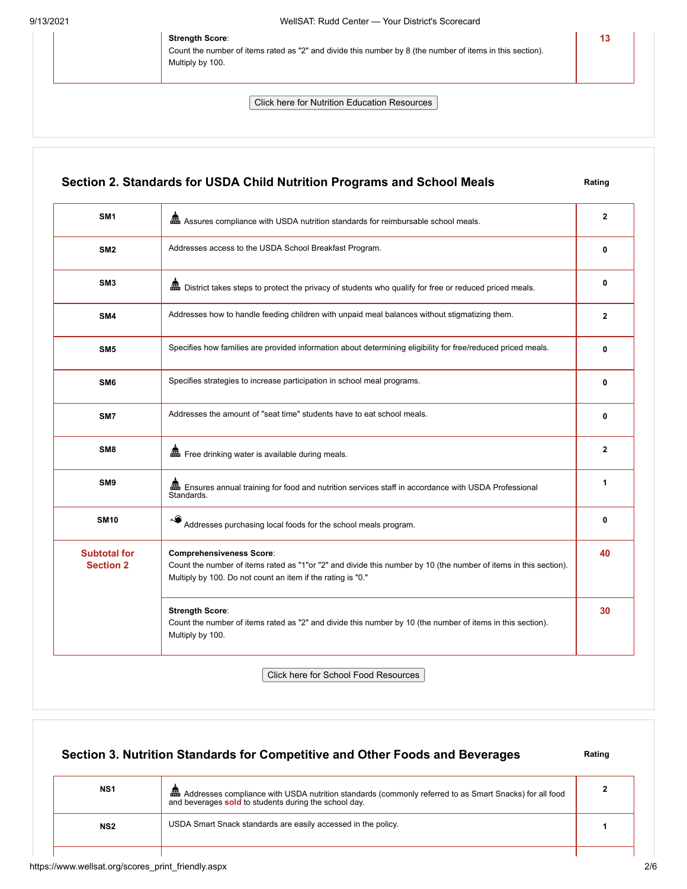| | | |
|---|---|---|
| | **Strength Score**: Count the number of items rated as "2" and divide this number by 8 (the number of items in this section). Multiply by 100. | 13 |

Click here for Nutrition Education Resources

## Section 2. Standards for USDA Child Nutrition Programs and School Meals

| | | Rating |
|---|---|---|
| SM1 | Assures compliance with USDA nutrition standards for reimbursable school meals. | 2 |
| SM2 | Addresses access to the USDA School Breakfast Program. | 0 |
| SM3 | District takes steps to protect the privacy of students who qualify for free or reduced priced meals. | 0 |
| SM4 | Addresses how to handle feeding children with unpaid meal balances without stigmatizing them. | 2 |
| SM5 | Specifies how families are provided information about determining eligibility for free/reduced priced meals. | 0 |
| SM6 | Specifies strategies to increase participation in school meal programs. | 0 |
| SM7 | Addresses the amount of "seat time" students have to eat school meals. | 0 |
| SM8 | Free drinking water is available during meals. | 2 |
| SM9 | Ensures annual training for food and nutrition services staff in accordance with USDA Professional Standards. | 1 |
| SM10 | Addresses purchasing local foods for the school meals program. | 0 |
| **Subtotal for Section 2** | **Comprehensiveness Score**: Count the number of items rated as "1"or "2" and divide this number by 10 (the number of items in this section). Multiply by 100. Do not count an item if the rating is "0." | 40 |
| | **Strength Score**: Count the number of items rated as "2" and divide this number by 10 (the number of items in this section). Multiply by 100. | 30 |

Click here for School Food Resources

## Section 3. Nutrition Standards for Competitive and Other Foods and Beverages

| | | Rating |
|---|---|---|
| NS1 | Addresses compliance with USDA nutrition standards (commonly referred to as Smart Snacks) for all food and beverages **sold** to students during the school day. | 2 |
| NS2 | USDA Smart Snack standards are easily accessed in the policy. | 1 |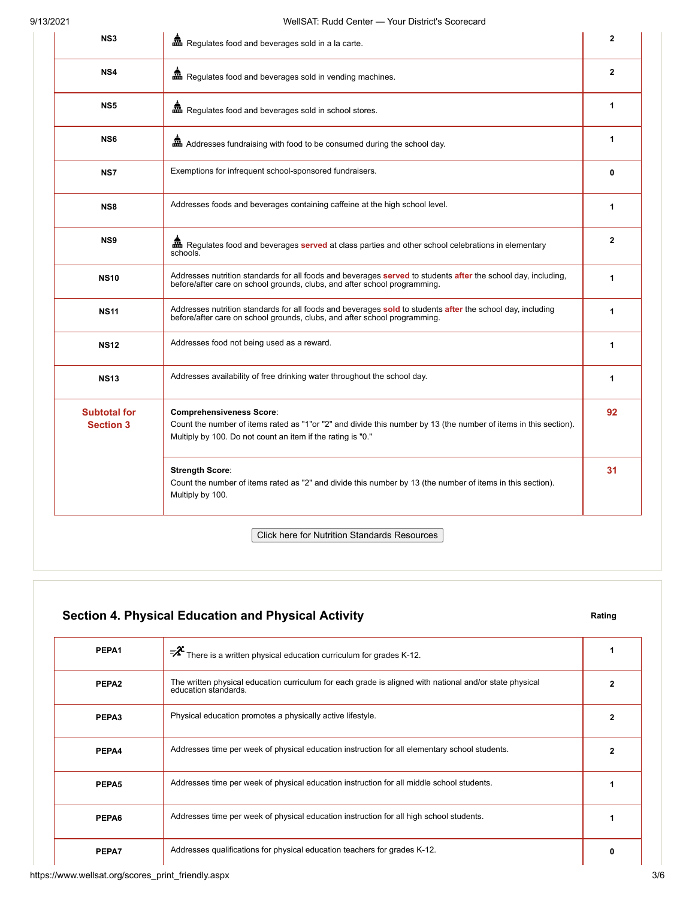| | | |
|---|---|---|
| NS3 | Regulates food and beverages sold in a la carte. | 2 |
| NS4 | Regulates food and beverages sold in vending machines. | 2 |
| NS5 | Regulates food and beverages sold in school stores. | 1 |
| NS6 | Addresses fundraising with food to be consumed during the school day. | 1 |
| NS7 | Exemptions for infrequent school-sponsored fundraisers. | 0 |
| NS8 | Addresses foods and beverages containing caffeine at the high school level. | 1 |
| NS9 | Regulates food and beverages **served** at class parties and other school celebrations in elementary schools. | 2 |
| NS10 | Addresses nutrition standards for all foods and beverages **served** to students **after** the school day, including, before/after care on school grounds, clubs, and after school programming. | 1 |
| NS11 | Addresses nutrition standards for all foods and beverages **sold** to students **after** the school day, including before/after care on school grounds, clubs, and after school programming. | 1 |
| NS12 | Addresses food not being used as a reward. | 1 |
| NS13 | Addresses availability of free drinking water throughout the school day. | 1 |
| **Subtotal for Section 3** | **Comprehensiveness Score**: Count the number of items rated as "1"or "2" and divide this number by 13 (the number of items in this section). Multiply by 100. Do not count an item if the rating is "0." | **92** |
| | **Strength Score**: Count the number of items rated as "2" and divide this number by 13 (the number of items in this section). Multiply by 100. | **31** |

Click here for Nutrition Standards Resources

## Section 4. Physical Education and Physical Activity

| | | Rating |
|---|---|---|
| PEPA1 | There is a written physical education curriculum for grades K-12. | 1 |
| PEPA2 | The written physical education curriculum for each grade is aligned with national and/or state physical education standards. | 2 |
| PEPA3 | Physical education promotes a physically active lifestyle. | 2 |
| PEPA4 | Addresses time per week of physical education instruction for all elementary school students. | 2 |
| PEPA5 | Addresses time per week of physical education instruction for all middle school students. | 1 |
| PEPA6 | Addresses time per week of physical education instruction for all high school students. | 1 |
| PEPA7 | Addresses qualifications for physical education teachers for grades K-12. | 0 |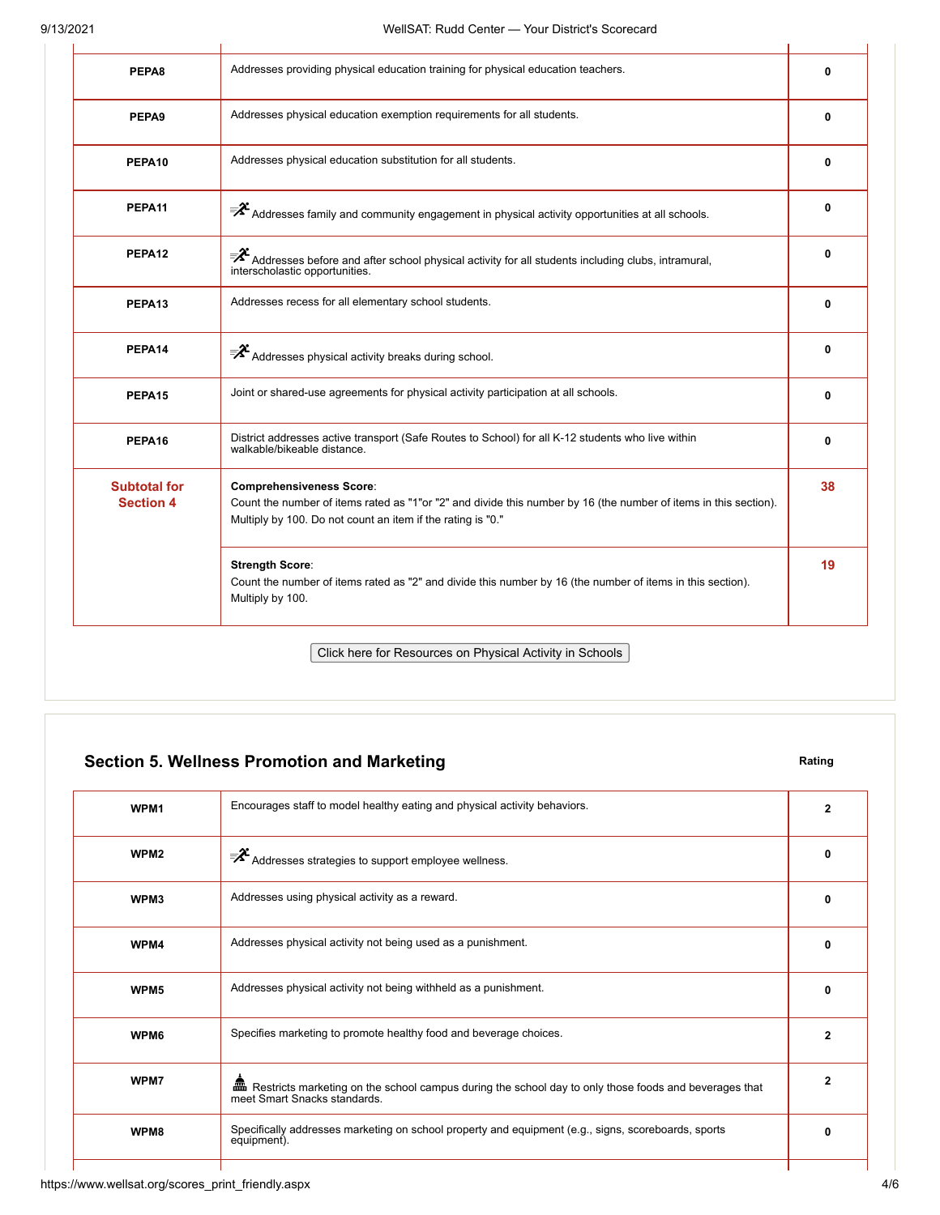| | | |
|---|---|---|
| PEPA8 | Addresses providing physical education training for physical education teachers. | 0 |
| PEPA9 | Addresses physical education exemption requirements for all students. | 0 |
| PEPA10 | Addresses physical education substitution for all students. | 0 |
| PEPA11 | Addresses family and community engagement in physical activity opportunities at all schools. | 0 |
| PEPA12 | Addresses before and after school physical activity for all students including clubs, intramural, interscholastic opportunities. | 0 |
| PEPA13 | Addresses recess for all elementary school students. | 0 |
| PEPA14 | Addresses physical activity breaks during school. | 0 |
| PEPA15 | Joint or shared-use agreements for physical activity participation at all schools. | 0 |
| PEPA16 | District addresses active transport (Safe Routes to School) for all K-12 students who live within walkable/bikeable distance. | 0 |
| **Subtotal for Section 4** | **Comprehensiveness Score**: Count the number of items rated as "1"or "2" and divide this number by 16 (the number of items in this section). Multiply by 100. Do not count an item if the rating is "0." | **38** |
| | **Strength Score**: Count the number of items rated as "2" and divide this number by 16 (the number of items in this section). Multiply by 100. | **19** |

Click here for Resources on Physical Activity in Schools

## Section 5. Wellness Promotion and Marketing

| | | Rating |
|---|---|---|
| WPM1 | Encourages staff to model healthy eating and physical activity behaviors. | 2 |
| WPM2 | Addresses strategies to support employee wellness. | 0 |
| WPM3 | Addresses using physical activity as a reward. | 0 |
| WPM4 | Addresses physical activity not being used as a punishment. | 0 |
| WPM5 | Addresses physical activity not being withheld as a punishment. | 0 |
| WPM6 | Specifies marketing to promote healthy food and beverage choices. | 2 |
| WPM7 | Restricts marketing on the school campus during the school day to only those foods and beverages that meet Smart Snacks standards. | 2 |
| WPM8 | Specifically addresses marketing on school property and equipment (e.g., signs, scoreboards, sports equipment). | 0 |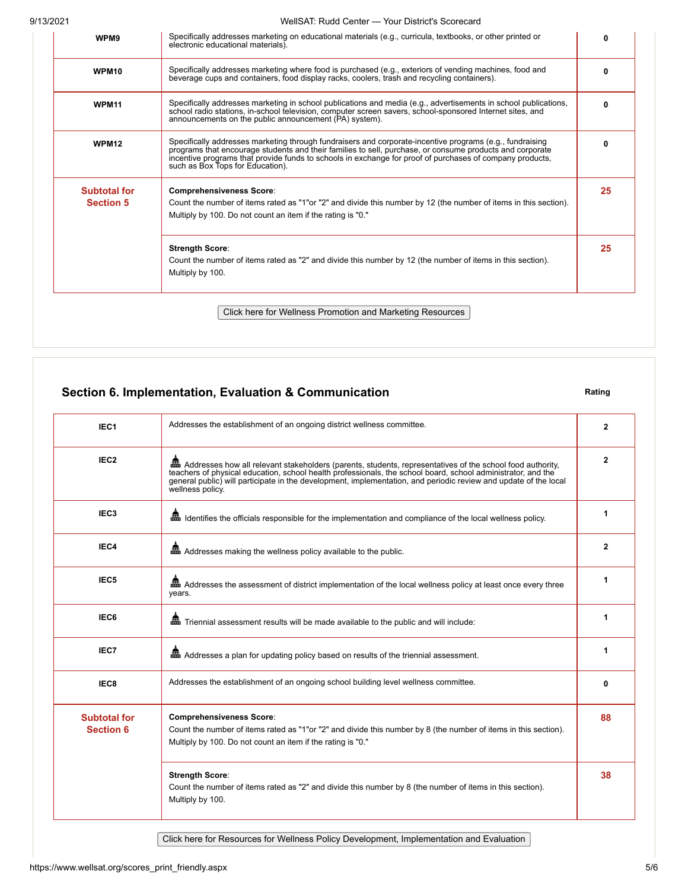| | | |
|---|---|---|
| WPM9 | Specifically addresses marketing on educational materials (e.g., curricula, textbooks, or other printed or electronic educational materials). | 0 |
| WPM10 | Specifically addresses marketing where food is purchased (e.g., exteriors of vending machines, food and beverage cups and containers, food display racks, coolers, trash and recycling containers). | 0 |
| WPM11 | Specifically addresses marketing in school publications and media (e.g., advertisements in school publications, school radio stations, in-school television, computer screen savers, school-sponsored Internet sites, and announcements on the public announcement (PA) system). | 0 |
| WPM12 | Specifically addresses marketing through fundraisers and corporate-incentive programs (e.g., fundraising programs that encourage students and their families to sell, purchase, or consume products and corporate incentive programs that provide funds to schools in exchange for proof of purchases of company products, such as Box Tops for Education). | 0 |
| **Subtotal for Section 5** | **Comprehensiveness Score**: Count the number of items rated as "1"or "2" and divide this number by 12 (the number of items in this section). Multiply by 100. Do not count an item if the rating is "0." | **25** |
| | **Strength Score**: Count the number of items rated as "2" and divide this number by 12 (the number of items in this section). Multiply by 100. | **25** |

Click here for Wellness Promotion and Marketing Resources

## Section 6. Implementation, Evaluation & Communication

| | | Rating |
|---|---|---|
| IEC1 | Addresses the establishment of an ongoing district wellness committee. | 2 |
| IEC2 | Addresses how all relevant stakeholders (parents, students, representatives of the school food authority, teachers of physical education, school health professionals, the school board, school administrator, and the general public) will participate in the development, implementation, and periodic review and update of the local wellness policy. | 2 |
| IEC3 | Identifies the officials responsible for the implementation and compliance of the local wellness policy. | 1 |
| IEC4 | Addresses making the wellness policy available to the public. | 2 |
| IEC5 | Addresses the assessment of district implementation of the local wellness policy at least once every three years. | 1 |
| IEC6 | Triennial assessment results will be made available to the public and will include: | 1 |
| IEC7 | Addresses a plan for updating policy based on results of the triennial assessment. | 1 |
| IEC8 | Addresses the establishment of an ongoing school building level wellness committee. | 0 |
| **Subtotal for Section 6** | **Comprehensiveness Score**: Count the number of items rated as "1"or "2" and divide this number by 8 (the number of items in this section). Multiply by 100. Do not count an item if the rating is "0." | **88** |
| | **Strength Score**: Count the number of items rated as "2" and divide this number by 8 (the number of items in this section). Multiply by 100. | **38** |

Click here for Resources for Wellness Policy Development, Implementation and Evaluation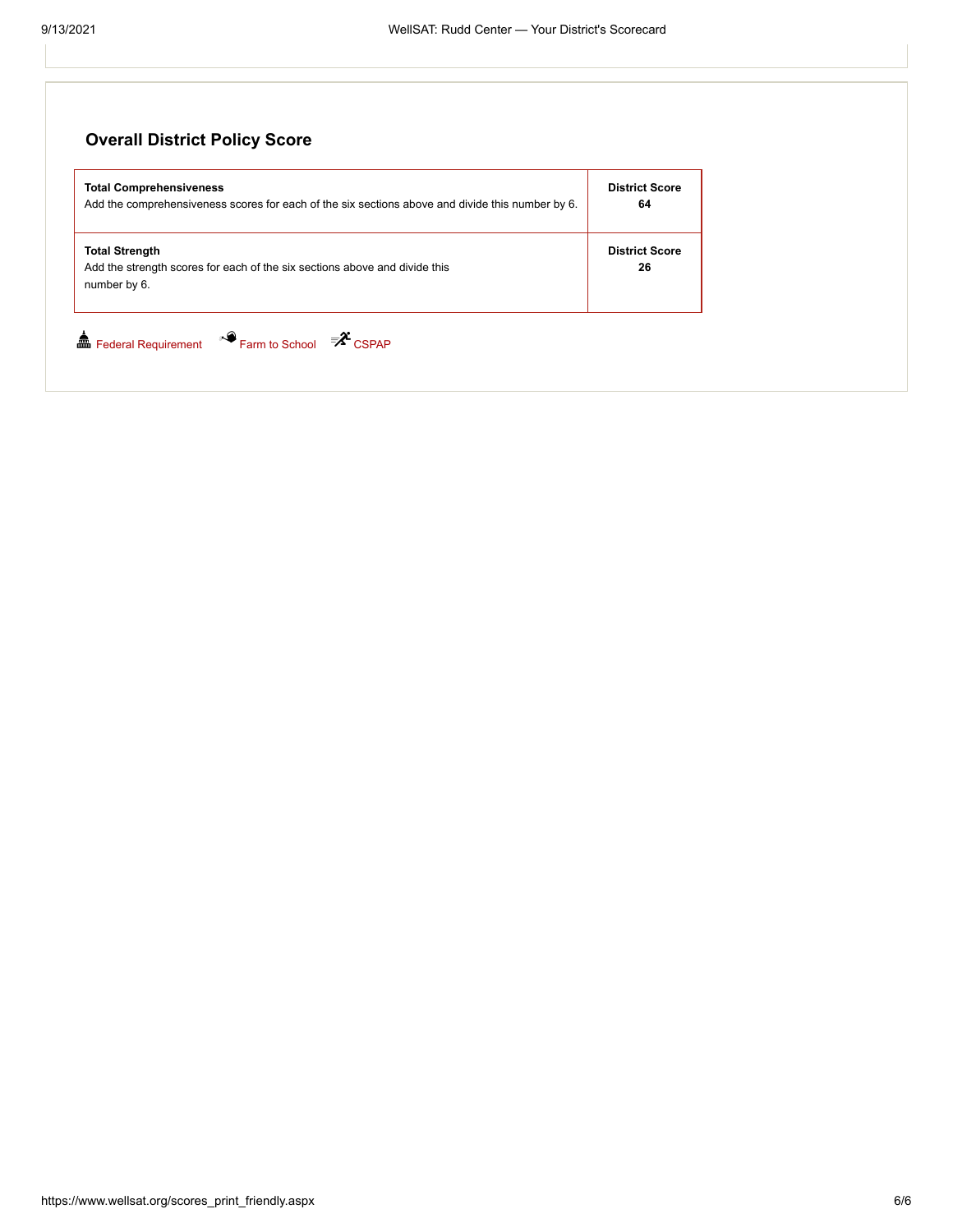## Overall District Policy Score

| | |
|---|---|
| **Total Comprehensiveness**<br>Add the comprehensiveness scores for each of the six sections above and divide this number by 6. | **District Score**<br>**64** |
| **Total Strength**<br>Add the strength scores for each of the six sections above and divide this number by 6. | **District Score**<br>**26** |

Federal Requirement    Farm to School    CSPAP